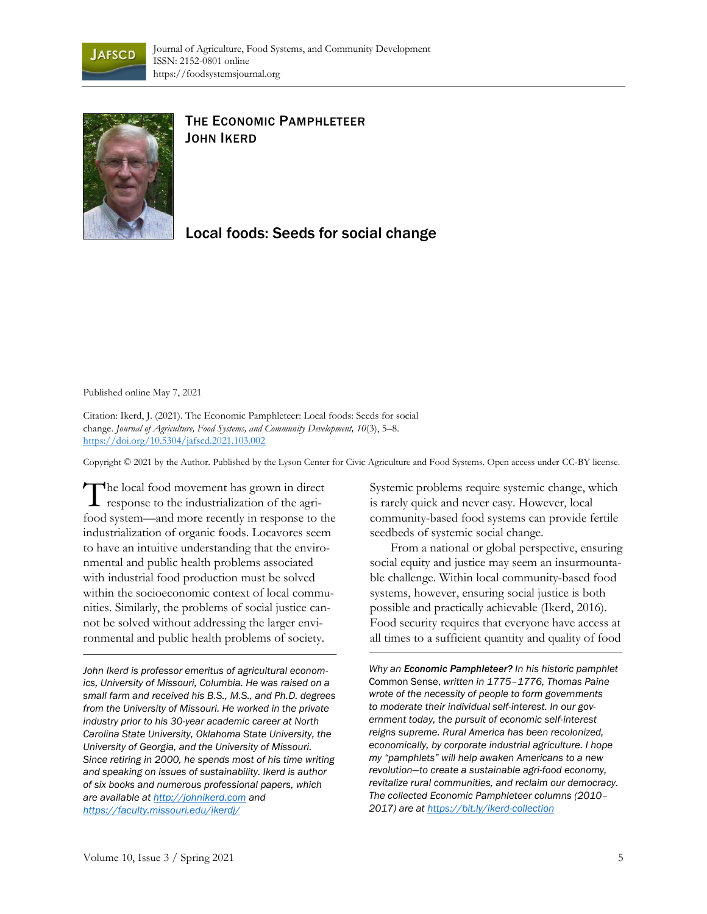Journal of Agriculture, Food Systems, and Community Development
ISSN: 2152-0801 online
https://foodsystemsjournal.org

**THE ECONOMIC PAMPHLETEER**
**JOHN IKERD**

# Local foods: Seeds for social change

Published online May 7, 2021

Citation: Ikerd, J. (2021). The Economic Pamphleteer: Local foods: Seeds for social change. *Journal of Agriculture, Food Systems, and Community Development, 10*(3), 5–8. https://doi.org/10.5304/jafscd.2021.103.002

Copyright © 2021 by the Author. Published by the Lyson Center for Civic Agriculture and Food Systems. Open access under CC-BY license.

The local food movement has grown in direct response to the industrialization of the agri-food system—and more recently in response to the industrialization of organic foods. Locavores seem to have an intuitive understanding that the environmental and public health problems associated with industrial food production must be solved within the socioeconomic context of local communities. Similarly, the problems of social justice cannot be solved without addressing the larger environmental and public health problems of society. Systemic problems require systemic change, which is rarely quick and never easy. However, local community-based food systems can provide fertile seedbeds of systemic social change.

From a national or global perspective, ensuring social equity and justice may seem an insurmountable challenge. Within local community-based food systems, however, ensuring social justice is both possible and practically achievable (Ikerd, 2016). Food security requires that everyone have access at all times to a sufficient quantity and quality of food

---

*John Ikerd is professor emeritus of agricultural economics, University of Missouri, Columbia. He was raised on a small farm and received his B.S., M.S., and Ph.D. degrees from the University of Missouri. He worked in the private industry prior to his 30-year academic career at North Carolina State University, Oklahoma State University, the University of Georgia, and the University of Missouri. Since retiring in 2000, he spends most of his time writing and speaking on issues of sustainability. Ikerd is author of six books and numerous professional papers, which are available at http://johnikerd.com and https://faculty.missouri.edu/ikerdj/*

*Why an **Economic Pamphleteer?** In his historic pamphlet* Common Sense, *written in 1775–1776, Thomas Paine wrote of the necessity of people to form governments to moderate their individual self-interest. In our government today, the pursuit of economic self-interest reigns supreme. Rural America has been recolonized, economically, by corporate industrial agriculture. I hope my "pamphlets" will help awaken Americans to a new revolution—to create a sustainable agri-food economy, revitalize rural communities, and reclaim our democracy. The collected Economic Pamphleteer columns (2010–2017) are at https://bit.ly/ikerd-collection*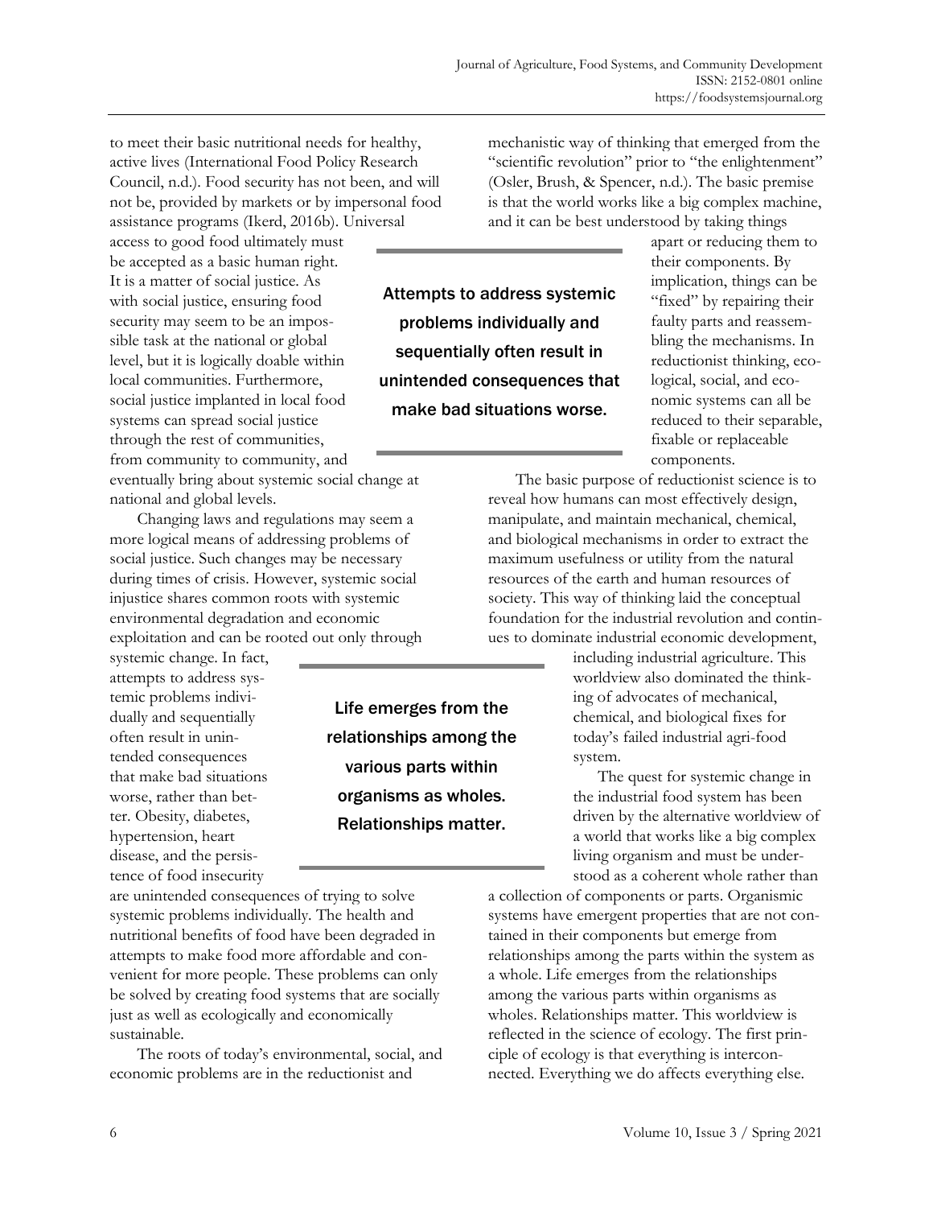to meet their basic nutritional needs for healthy, active lives (International Food Policy Research Council, n.d.). Food security has not been, and will not be, provided by markets or by impersonal food assistance programs (Ikerd, 2016b). Universal access to good food ultimately must be accepted as a basic human right. It is a matter of social justice. As with social justice, ensuring food security may seem to be an impossible task at the national or global level, but it is logically doable within local communities. Furthermore, social justice implanted in local food systems can spread social justice through the rest of communities, from community to community, and eventually bring about systemic social change at national and global levels.

> Attempts to address systemic problems individually and sequentially often result in unintended consequences that make bad situations worse.

Changing laws and regulations may seem a more logical means of addressing problems of social justice. Such changes may be necessary during times of crisis. However, systemic social injustice shares common roots with systemic environmental degradation and economic exploitation and can be rooted out only through systemic change. In fact, attempts to address systemic problems individually and sequentially often result in unintended consequences that make bad situations worse, rather than better. Obesity, diabetes, hypertension, heart disease, and the persistence of food insecurity are unintended consequences of trying to solve systemic problems individually. The health and nutritional benefits of food have been degraded in attempts to make food more affordable and convenient for more people. These problems can only be solved by creating food systems that are socially just as well as ecologically and economically sustainable.

> Life emerges from the relationships among the various parts within organisms as wholes. Relationships matter.

The roots of today's environmental, social, and economic problems are in the reductionist and mechanistic way of thinking that emerged from the "scientific revolution" prior to "the enlightenment" (Osler, Brush, & Spencer, n.d.). The basic premise is that the world works like a big complex machine, and it can be best understood by taking things apart or reducing them to their components. By implication, things can be "fixed" by repairing their faulty parts and reassembling the mechanisms. In reductionist thinking, ecological, social, and economic systems can all be reduced to their separable, fixable or replaceable components.

The basic purpose of reductionist science is to reveal how humans can most effectively design, manipulate, and maintain mechanical, chemical, and biological mechanisms in order to extract the maximum usefulness or utility from the natural resources of the earth and human resources of society. This way of thinking laid the conceptual foundation for the industrial revolution and continues to dominate industrial economic development, including industrial agriculture. This worldview also dominated the thinking of advocates of mechanical, chemical, and biological fixes for today's failed industrial agri-food system.

The quest for systemic change in the industrial food system has been driven by the alternative worldview of a world that works like a big complex living organism and must be understood as a coherent whole rather than a collection of components or parts. Organismic systems have emergent properties that are not contained in their components but emerge from relationships among the parts within the system as a whole. Life emerges from the relationships among the various parts within organisms as wholes. Relationships matter. This worldview is reflected in the science of ecology. The first principle of ecology is that everything is interconnected. Everything we do affects everything else.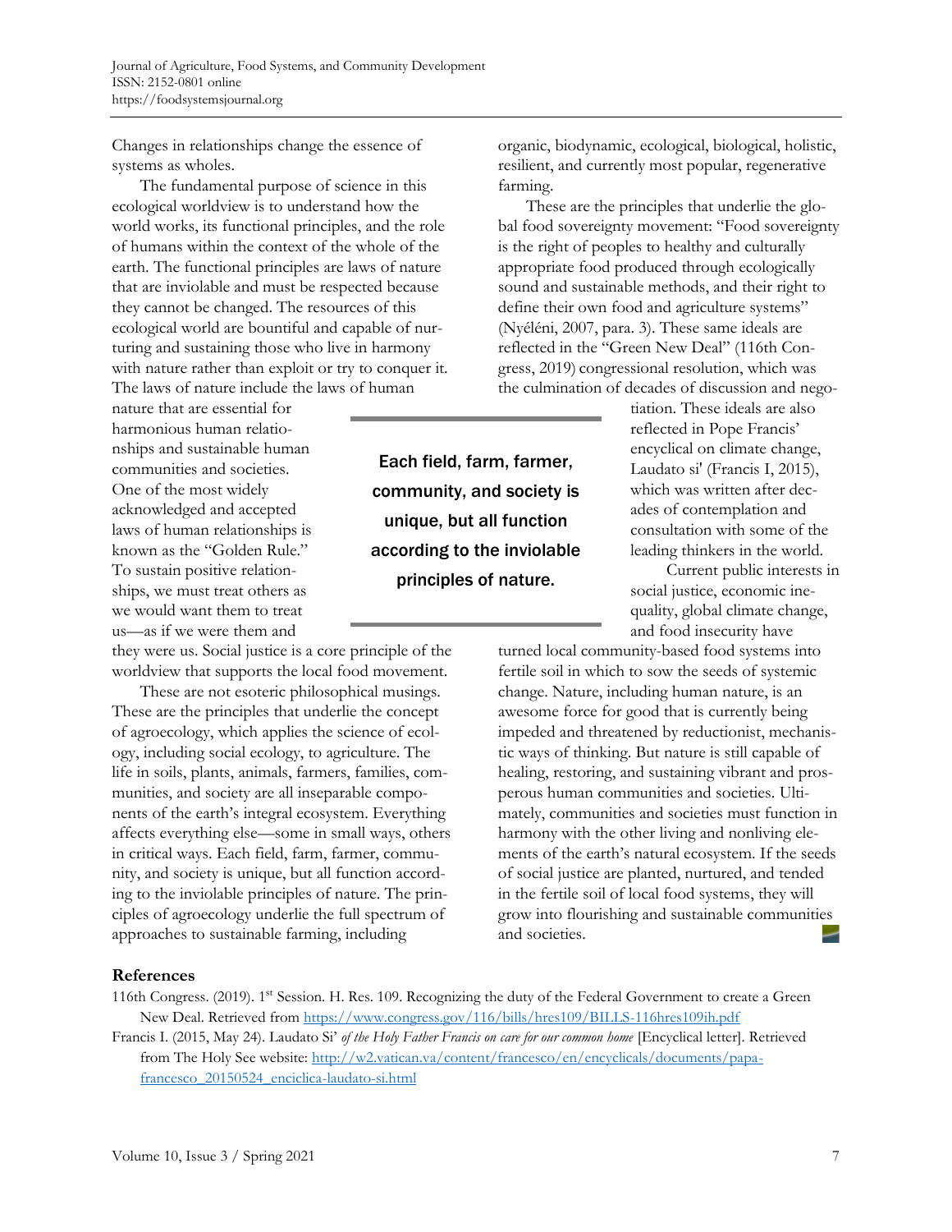Changes in relationships change the essence of systems as wholes.

The fundamental purpose of science in this ecological worldview is to understand how the world works, its functional principles, and the role of humans within the context of the whole of the earth. The functional principles are laws of nature that are inviolable and must be respected because they cannot be changed. The resources of this ecological world are bountiful and capable of nurturing and sustaining those who live in harmony with nature rather than exploit or try to conquer it. The laws of nature include the laws of human nature that are essential for harmonious human relationships and sustainable human communities and societies. One of the most widely acknowledged and accepted laws of human relationships is known as the "Golden Rule." To sustain positive relationships, we must treat others as we would want them to treat us—as if we were them and they were us. Social justice is a core principle of the worldview that supports the local food movement.

These are not esoteric philosophical musings. These are the principles that underlie the concept of agroecology, which applies the science of ecology, including social ecology, to agriculture. The life in soils, plants, animals, farmers, families, communities, and society are all inseparable components of the earth's integral ecosystem. Everything affects everything else—some in small ways, others in critical ways. Each field, farm, farmer, community, and society is unique, but all function according to the inviolable principles of nature. The principles of agroecology underlie the full spectrum of approaches to sustainable farming, including organic, biodynamic, ecological, biological, holistic, resilient, and currently most popular, regenerative farming.

> **Each field, farm, farmer, community, and society is unique, but all function according to the inviolable principles of nature.**

These are the principles that underlie the global food sovereignty movement: "Food sovereignty is the right of peoples to healthy and culturally appropriate food produced through ecologically sound and sustainable methods, and their right to define their own food and agriculture systems" (Nyéléni, 2007, para. 3). These same ideals are reflected in the "Green New Deal" (116th Congress, 2019) congressional resolution, which was the culmination of decades of discussion and negotiation. These ideals are also reflected in Pope Francis' encyclical on climate change, Laudato si' (Francis I, 2015), which was written after decades of contemplation and consultation with some of the leading thinkers in the world.

Current public interests in social justice, economic inequality, global climate change, and food insecurity have turned local community-based food systems into fertile soil in which to sow the seeds of systemic change. Nature, including human nature, is an awesome force for good that is currently being impeded and threatened by reductionist, mechanistic ways of thinking. But nature is still capable of healing, restoring, and sustaining vibrant and prosperous human communities and societies. Ultimately, communities and societies must function in harmony with the other living and nonliving elements of the earth's natural ecosystem. If the seeds of social justice are planted, nurtured, and tended in the fertile soil of local food systems, they will grow into flourishing and sustainable communities and societies.

## References

116th Congress. (2019). 1st Session. H. Res. 109. Recognizing the duty of the Federal Government to create a Green New Deal. Retrieved from https://www.congress.gov/116/bills/hres109/BILLS-116hres109ih.pdf

Francis I. (2015, May 24). Laudato Si' *of the Holy Father Francis on care for our common home* [Encyclical letter]. Retrieved from The Holy See website: http://w2.vatican.va/content/francesco/en/encyclicals/documents/papa-francesco_20150524_enciclica-laudato-si.html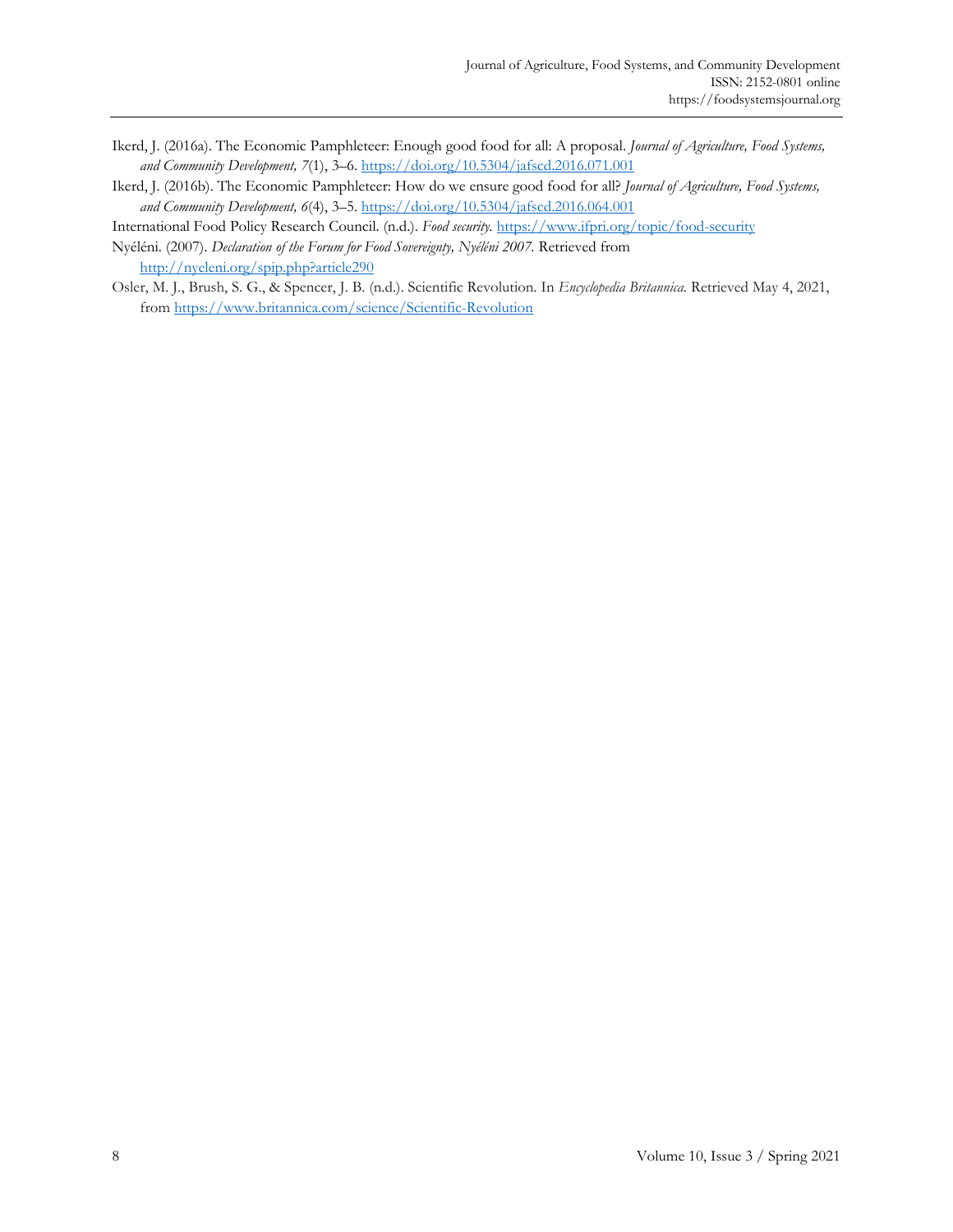Ikerd, J. (2016a). The Economic Pamphleteer: Enough good food for all: A proposal. *Journal of Agriculture, Food Systems, and Community Development, 7*(1), 3–6. https://doi.org/10.5304/jafscd.2016.071.001

Ikerd, J. (2016b). The Economic Pamphleteer: How do we ensure good food for all? *Journal of Agriculture, Food Systems, and Community Development, 6*(4), 3–5. https://doi.org/10.5304/jafscd.2016.064.001

International Food Policy Research Council. (n.d.). *Food security.* https://www.ifpri.org/topic/food-security

Nyéléni. (2007). *Declaration of the Forum for Food Sovereignty, Nyéléni 2007.* Retrieved from http://nyeleni.org/spip.php?article290

Osler, M. J., Brush, S. G., & Spencer, J. B. (n.d.). Scientific Revolution. In *Encyclopedia Britannica.* Retrieved May 4, 2021, from https://www.britannica.com/science/Scientific-Revolution